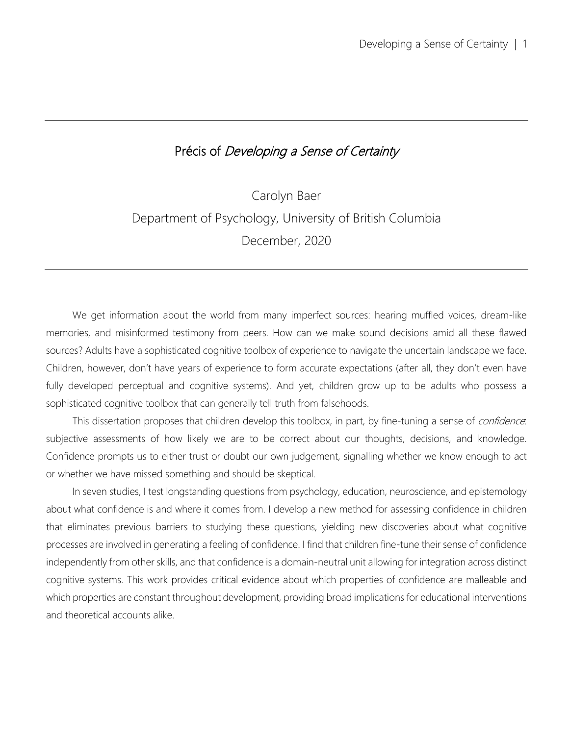# Précis of *Developing a Sense of Certainty*

Carolyn Baer

Department of Psychology, University of British Columbia

December, 2020

---

We get information about the world from many imperfect sources: hearing muffled voices, dream-like memories, and misinformed testimony from peers. How can we make sound decisions amid all these flawed sources? Adults have a sophisticated cognitive toolbox of experience to navigate the uncertain landscape we face. Children, however, don't have years of experience to form accurate expectations (after all, they don't even have fully developed perceptual and cognitive systems). And yet, children grow up to be adults who possess a sophisticated cognitive toolbox that can generally tell truth from falsehoods.

This dissertation proposes that children develop this toolbox, in part, by fine-tuning a sense of *confidence*: subjective assessments of how likely we are to be correct about our thoughts, decisions, and knowledge. Confidence prompts us to either trust or doubt our own judgement, signalling whether we know enough to act or whether we have missed something and should be skeptical.

In seven studies, I test longstanding questions from psychology, education, neuroscience, and epistemology about what confidence is and where it comes from. I develop a new method for assessing confidence in children that eliminates previous barriers to studying these questions, yielding new discoveries about what cognitive processes are involved in generating a feeling of confidence. I find that children fine-tune their sense of confidence independently from other skills, and that confidence is a domain-neutral unit allowing for integration across distinct cognitive systems. This work provides critical evidence about which properties of confidence are malleable and which properties are constant throughout development, providing broad implications for educational interventions and theoretical accounts alike.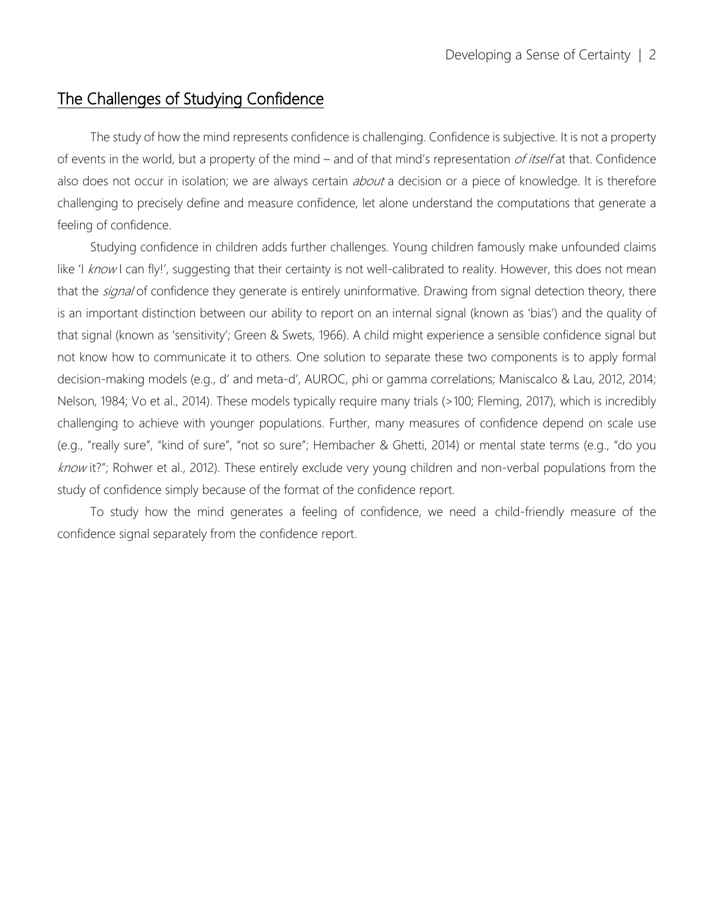## The Challenges of Studying Confidence

The study of how the mind represents confidence is challenging. Confidence is subjective. It is not a property of events in the world, but a property of the mind – and of that mind's representation *of itself* at that. Confidence also does not occur in isolation; we are always certain *about* a decision or a piece of knowledge. It is therefore challenging to precisely define and measure confidence, let alone understand the computations that generate a feeling of confidence.

Studying confidence in children adds further challenges. Young children famously make unfounded claims like 'I *know* I can fly!', suggesting that their certainty is not well-calibrated to reality. However, this does not mean that the *signal* of confidence they generate is entirely uninformative. Drawing from signal detection theory, there is an important distinction between our ability to report on an internal signal (known as 'bias') and the quality of that signal (known as 'sensitivity'; Green & Swets, 1966). A child might experience a sensible confidence signal but not know how to communicate it to others. One solution to separate these two components is to apply formal decision-making models (e.g., d' and meta-d', AUROC, phi or gamma correlations; Maniscalco & Lau, 2012, 2014; Nelson, 1984; Vo et al., 2014). These models typically require many trials (>100; Fleming, 2017), which is incredibly challenging to achieve with younger populations. Further, many measures of confidence depend on scale use (e.g., "really sure", "kind of sure", "not so sure"; Hembacher & Ghetti, 2014) or mental state terms (e.g., "do you *know* it?"; Rohwer et al., 2012). These entirely exclude very young children and non-verbal populations from the study of confidence simply because of the format of the confidence report.

To study how the mind generates a feeling of confidence, we need a child-friendly measure of the confidence signal separately from the confidence report.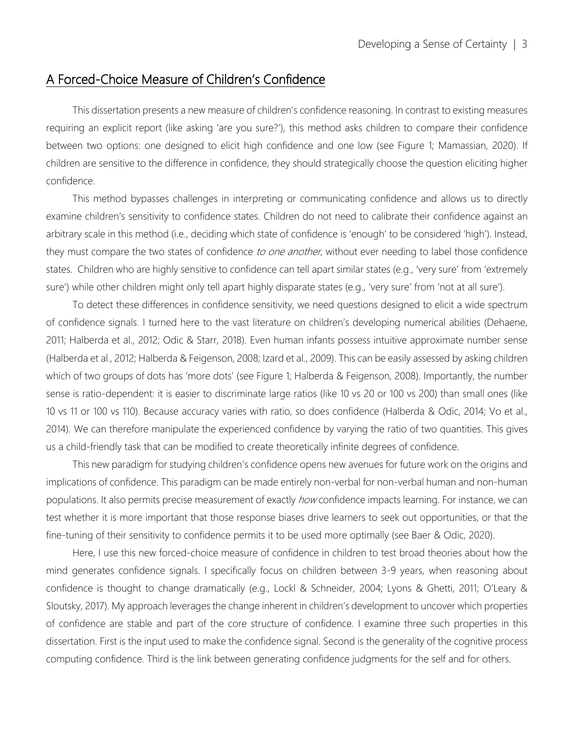## A Forced-Choice Measure of Children's Confidence

This dissertation presents a new measure of children's confidence reasoning. In contrast to existing measures requiring an explicit report (like asking 'are you sure?'), this method asks children to compare their confidence between two options: one designed to elicit high confidence and one low (see Figure 1; Mamassian, 2020). If children are sensitive to the difference in confidence, they should strategically choose the question eliciting higher confidence.

This method bypasses challenges in interpreting or communicating confidence and allows us to directly examine children's sensitivity to confidence states. Children do not need to calibrate their confidence against an arbitrary scale in this method (i.e., deciding which state of confidence is 'enough' to be considered 'high'). Instead, they must compare the two states of confidence *to one another*, without ever needing to label those confidence states. Children who are highly sensitive to confidence can tell apart similar states (e.g., 'very sure' from 'extremely sure') while other children might only tell apart highly disparate states (e.g., 'very sure' from 'not at all sure').

To detect these differences in confidence sensitivity, we need questions designed to elicit a wide spectrum of confidence signals. I turned here to the vast literature on children's developing numerical abilities (Dehaene, 2011; Halberda et al., 2012; Odic & Starr, 2018). Even human infants possess intuitive approximate number sense (Halberda et al., 2012; Halberda & Feigenson, 2008; Izard et al., 2009). This can be easily assessed by asking children which of two groups of dots has 'more dots' (see Figure 1; Halberda & Feigenson, 2008). Importantly, the number sense is ratio-dependent: it is easier to discriminate large ratios (like 10 vs 20 or 100 vs 200) than small ones (like 10 vs 11 or 100 vs 110). Because accuracy varies with ratio, so does confidence (Halberda & Odic, 2014; Vo et al., 2014). We can therefore manipulate the experienced confidence by varying the ratio of two quantities. This gives us a child-friendly task that can be modified to create theoretically infinite degrees of confidence.

This new paradigm for studying children's confidence opens new avenues for future work on the origins and implications of confidence. This paradigm can be made entirely non-verbal for non-verbal human and non-human populations. It also permits precise measurement of exactly *how* confidence impacts learning. For instance, we can test whether it is more important that those response biases drive learners to seek out opportunities, or that the fine-tuning of their sensitivity to confidence permits it to be used more optimally (see Baer & Odic, 2020).

Here, I use this new forced-choice measure of confidence in children to test broad theories about how the mind generates confidence signals. I specifically focus on children between 3-9 years, when reasoning about confidence is thought to change dramatically (e.g., Lockl & Schneider, 2004; Lyons & Ghetti, 2011; O'Leary & Sloutsky, 2017). My approach leverages the change inherent in children's development to uncover which properties of confidence are stable and part of the core structure of confidence. I examine three such properties in this dissertation. First is the input used to make the confidence signal. Second is the generality of the cognitive process computing confidence. Third is the link between generating confidence judgments for the self and for others.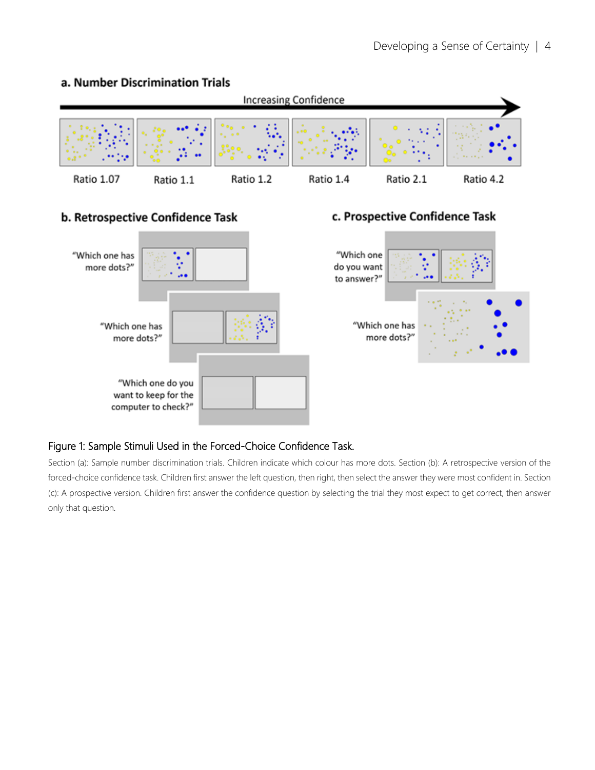## a. Number Discrimination Trials

Increasing Confidence

Ratio 1.07 | Ratio 1.1 | Ratio 1.2 | Ratio 1.4 | Ratio 2.1 | Ratio 4.2

## b. Retrospective Confidence Task

"Which one has more dots?"

"Which one has more dots?"

"Which one do you want to keep for the computer to check?"

## c. Prospective Confidence Task

"Which one do you want to answer?"

"Which one has more dots?"

Figure 1: Sample Stimuli Used in the Forced-Choice Confidence Task.

Section (a): Sample number discrimination trials. Children indicate which colour has more dots. Section (b): A retrospective version of the forced-choice confidence task. Children first answer the left question, then right, then select the answer they were most confident in. Section (c): A prospective version. Children first answer the confidence question by selecting the trial they most expect to get correct, then answer only that question.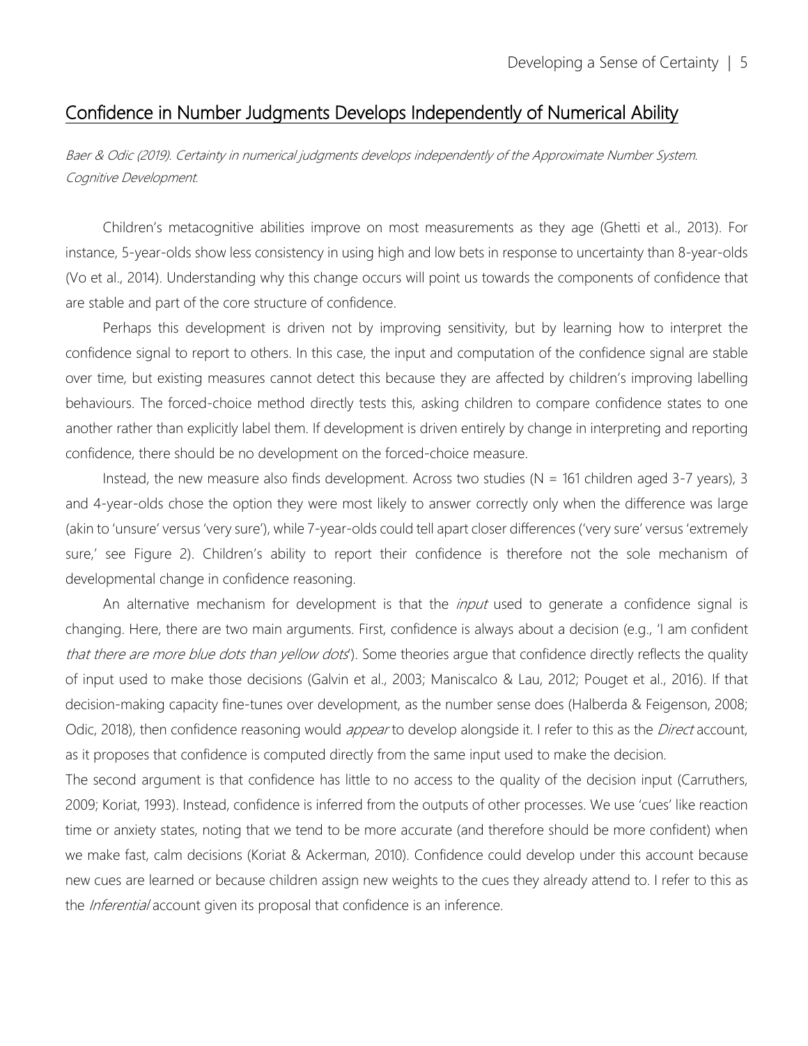## Confidence in Number Judgments Develops Independently of Numerical Ability

*Baer & Odic (2019). Certainty in numerical judgments develops independently of the Approximate Number System. Cognitive Development.*

Children's metacognitive abilities improve on most measurements as they age (Ghetti et al., 2013). For instance, 5-year-olds show less consistency in using high and low bets in response to uncertainty than 8-year-olds (Vo et al., 2014). Understanding why this change occurs will point us towards the components of confidence that are stable and part of the core structure of confidence.

Perhaps this development is driven not by improving sensitivity, but by learning how to interpret the confidence signal to report to others. In this case, the input and computation of the confidence signal are stable over time, but existing measures cannot detect this because they are affected by children's improving labelling behaviours. The forced-choice method directly tests this, asking children to compare confidence states to one another rather than explicitly label them. If development is driven entirely by change in interpreting and reporting confidence, there should be no development on the forced-choice measure.

Instead, the new measure also finds development. Across two studies (N = 161 children aged 3-7 years), 3 and 4-year-olds chose the option they were most likely to answer correctly only when the difference was large (akin to 'unsure' versus 'very sure'), while 7-year-olds could tell apart closer differences ('very sure' versus 'extremely sure,' see Figure 2). Children's ability to report their confidence is therefore not the sole mechanism of developmental change in confidence reasoning.

An alternative mechanism for development is that the *input* used to generate a confidence signal is changing. Here, there are two main arguments. First, confidence is always about a decision (e.g., 'I am confident *that there are more blue dots than yellow dots*'). Some theories argue that confidence directly reflects the quality of input used to make those decisions (Galvin et al., 2003; Maniscalco & Lau, 2012; Pouget et al., 2016). If that decision-making capacity fine-tunes over development, as the number sense does (Halberda & Feigenson, 2008; Odic, 2018), then confidence reasoning would *appear* to develop alongside it. I refer to this as the *Direct* account, as it proposes that confidence is computed directly from the same input used to make the decision.

The second argument is that confidence has little to no access to the quality of the decision input (Carruthers, 2009; Koriat, 1993). Instead, confidence is inferred from the outputs of other processes. We use 'cues' like reaction time or anxiety states, noting that we tend to be more accurate (and therefore should be more confident) when we make fast, calm decisions (Koriat & Ackerman, 2010). Confidence could develop under this account because new cues are learned or because children assign new weights to the cues they already attend to. I refer to this as the *Inferential* account given its proposal that confidence is an inference.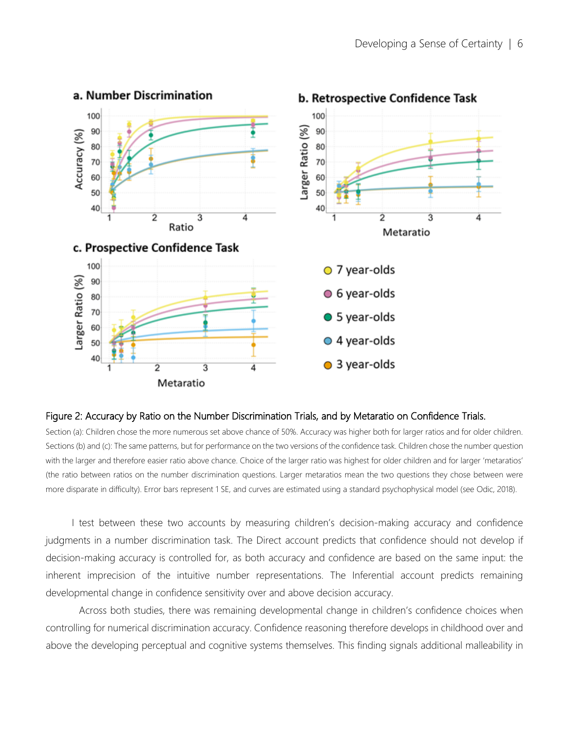Figure 2: Accuracy by Ratio on the Number Discrimination Trials, and by Metaratio on Confidence Trials.

Section (a): Children chose the more numerous set above chance of 50%. Accuracy was higher both for larger ratios and for older children. Sections (b) and (c): The same patterns, but for performance on the two versions of the confidence task. Children chose the number question with the larger and therefore easier ratio above chance. Choice of the larger ratio was highest for older children and for larger 'metaratios' (the ratio between ratios on the number discrimination questions. Larger metaratios mean the two questions they chose between were more disparate in difficulty). Error bars represent 1 SE, and curves are estimated using a standard psychophysical model (see Odic, 2018).

I test between these two accounts by measuring children's decision-making accuracy and confidence judgments in a number discrimination task. The Direct account predicts that confidence should not develop if decision-making accuracy is controlled for, as both accuracy and confidence are based on the same input: the inherent imprecision of the intuitive number representations. The Inferential account predicts remaining developmental change in confidence sensitivity over and above decision accuracy.

Across both studies, there was remaining developmental change in children's confidence choices when controlling for numerical discrimination accuracy. Confidence reasoning therefore develops in childhood over and above the developing perceptual and cognitive systems themselves. This finding signals additional malleability in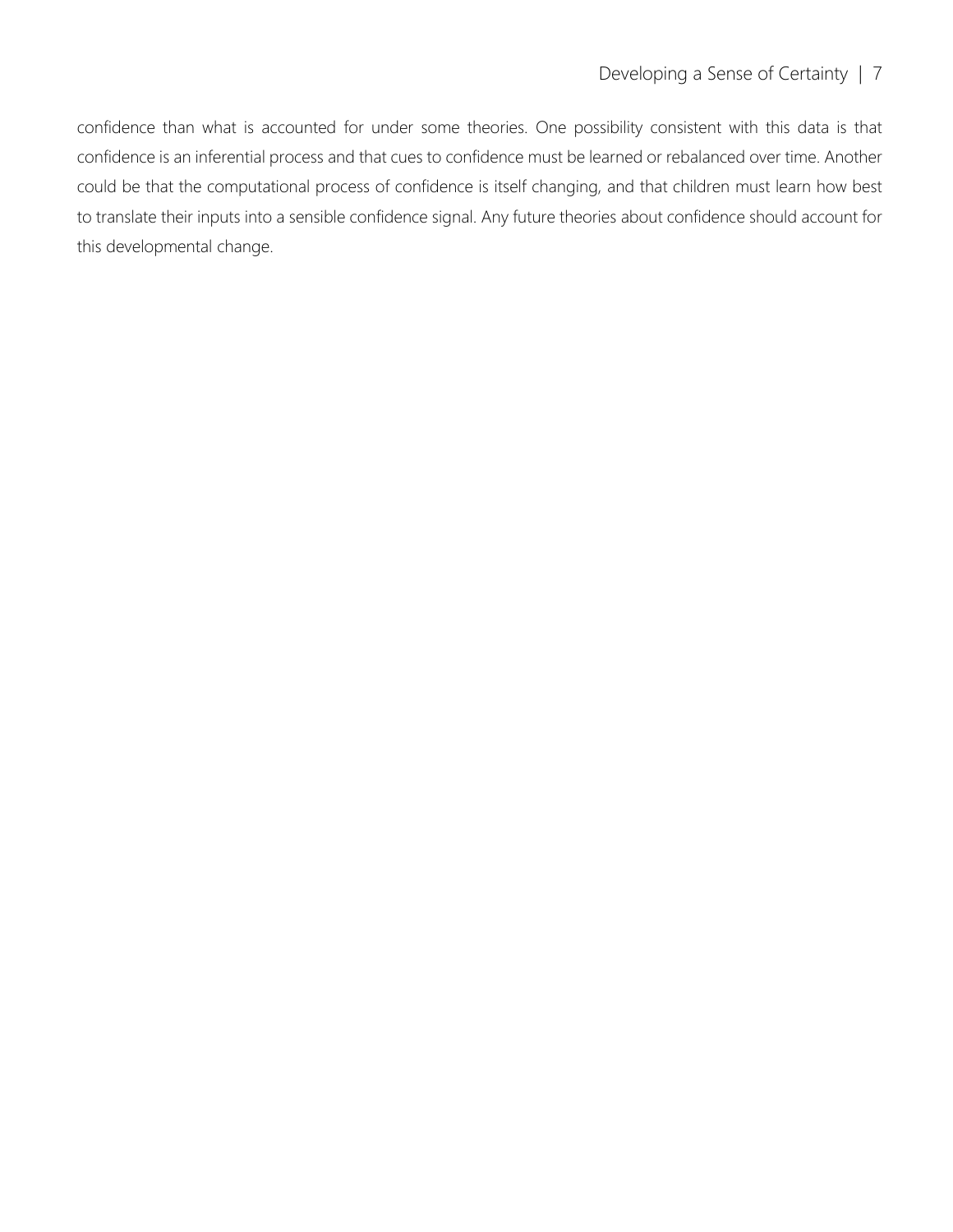confidence than what is accounted for under some theories. One possibility consistent with this data is that confidence is an inferential process and that cues to confidence must be learned or rebalanced over time. Another could be that the computational process of confidence is itself changing, and that children must learn how best to translate their inputs into a sensible confidence signal. Any future theories about confidence should account for this developmental change.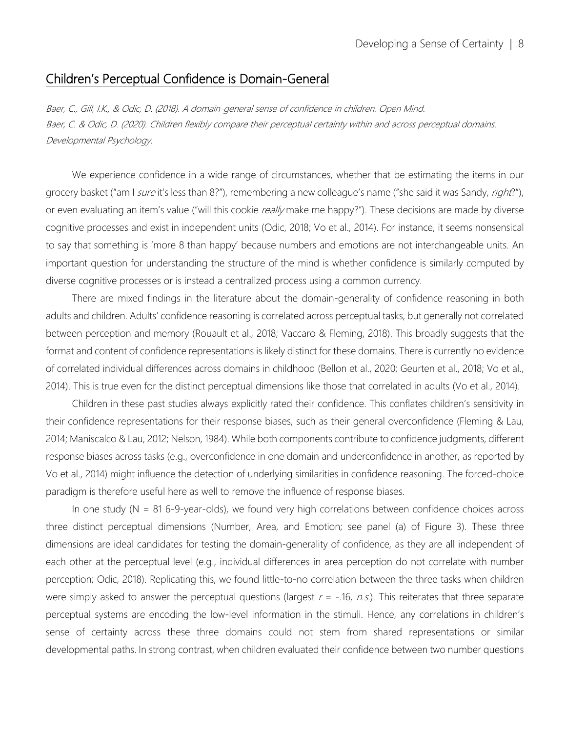## Children's Perceptual Confidence is Domain-General

*Baer, C., Gill, I.K., & Odic, D. (2018). A domain-general sense of confidence in children. Open Mind.*
*Baer, C. & Odic, D. (2020). Children flexibly compare their perceptual certainty within and across perceptual domains. Developmental Psychology.*

We experience confidence in a wide range of circumstances, whether that be estimating the items in our grocery basket ("am I *sure* it's less than 8?"), remembering a new colleague's name ("she said it was Sandy, *right*?"), or even evaluating an item's value ("will this cookie *really* make me happy?"). These decisions are made by diverse cognitive processes and exist in independent units (Odic, 2018; Vo et al., 2014). For instance, it seems nonsensical to say that something is 'more 8 than happy' because numbers and emotions are not interchangeable units. An important question for understanding the structure of the mind is whether confidence is similarly computed by diverse cognitive processes or is instead a centralized process using a common currency.

There are mixed findings in the literature about the domain-generality of confidence reasoning in both adults and children. Adults' confidence reasoning is correlated across perceptual tasks, but generally not correlated between perception and memory (Rouault et al., 2018; Vaccaro & Fleming, 2018). This broadly suggests that the format and content of confidence representations is likely distinct for these domains. There is currently no evidence of correlated individual differences across domains in childhood (Bellon et al., 2020; Geurten et al., 2018; Vo et al., 2014). This is true even for the distinct perceptual dimensions like those that correlated in adults (Vo et al., 2014).

Children in these past studies always explicitly rated their confidence. This conflates children's sensitivity in their confidence representations for their response biases, such as their general overconfidence (Fleming & Lau, 2014; Maniscalco & Lau, 2012; Nelson, 1984). While both components contribute to confidence judgments, different response biases across tasks (e.g., overconfidence in one domain and underconfidence in another, as reported by Vo et al., 2014) might influence the detection of underlying similarities in confidence reasoning. The forced-choice paradigm is therefore useful here as well to remove the influence of response biases.

In one study (N = 81 6-9-year-olds), we found very high correlations between confidence choices across three distinct perceptual dimensions (Number, Area, and Emotion; see panel (a) of Figure 3). These three dimensions are ideal candidates for testing the domain-generality of confidence, as they are all independent of each other at the perceptual level (e.g., individual differences in area perception do not correlate with number perception; Odic, 2018). Replicating this, we found little-to-no correlation between the three tasks when children were simply asked to answer the perceptual questions (largest $r$ = -.16, *n.s.*). This reiterates that three separate perceptual systems are encoding the low-level information in the stimuli. Hence, any correlations in children's sense of certainty across these three domains could not stem from shared representations or similar developmental paths. In strong contrast, when children evaluated their confidence between two number questions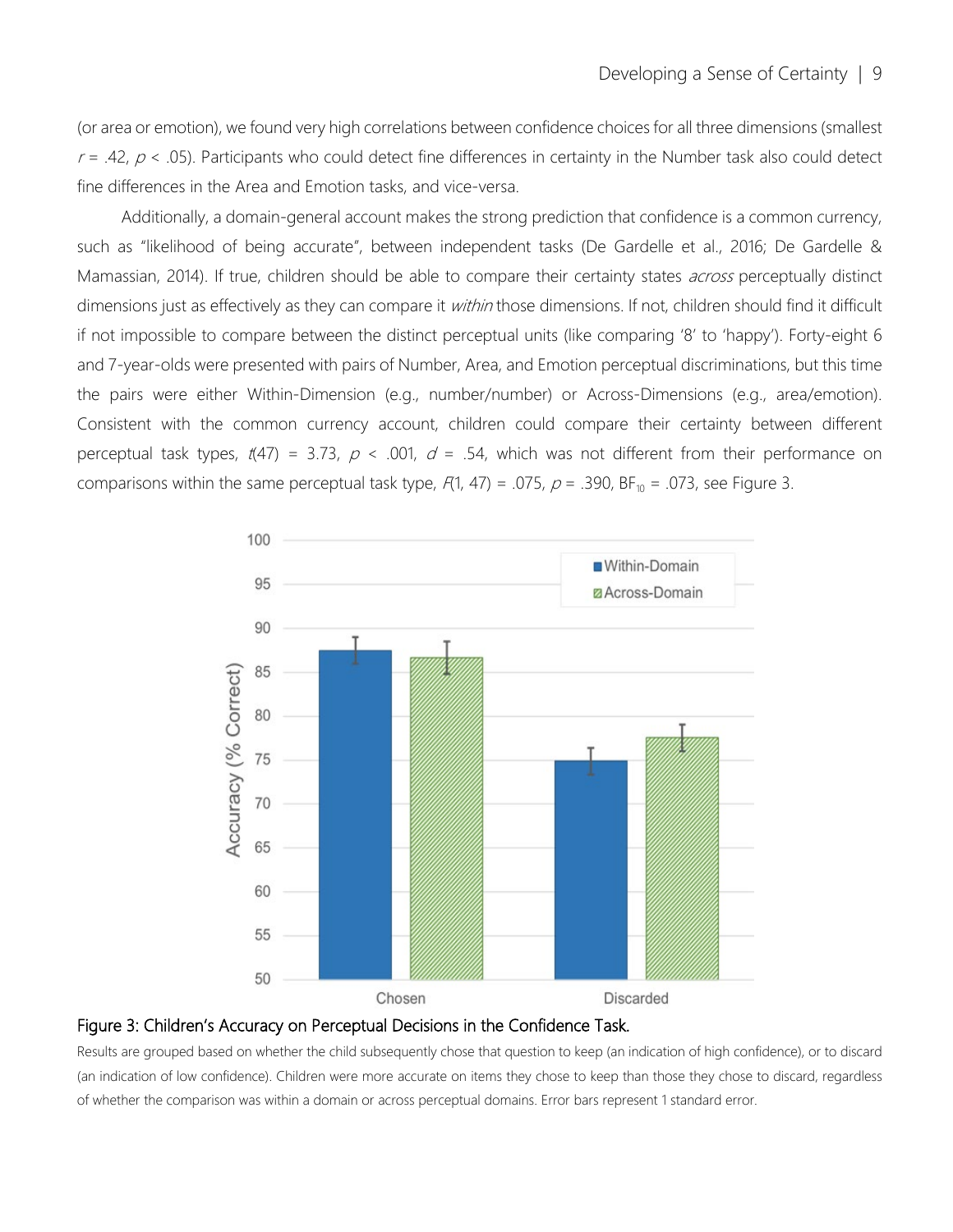(or area or emotion), we found very high correlations between confidence choices for all three dimensions (smallest $r$ = .42, $p$ < .05). Participants who could detect fine differences in certainty in the Number task also could detect fine differences in the Area and Emotion tasks, and vice-versa.

Additionally, a domain-general account makes the strong prediction that confidence is a common currency, such as "likelihood of being accurate", between independent tasks (De Gardelle et al., 2016; De Gardelle & Mamassian, 2014). If true, children should be able to compare their certainty states *across* perceptually distinct dimensions just as effectively as they can compare it *within* those dimensions. If not, children should find it difficult if not impossible to compare between the distinct perceptual units (like comparing '8' to 'happy'). Forty-eight 6 and 7-year-olds were presented with pairs of Number, Area, and Emotion perceptual discriminations, but this time the pairs were either Within-Dimension (e.g., number/number) or Across-Dimensions (e.g., area/emotion). Consistent with the common currency account, children could compare their certainty between different perceptual task types, $t(47) = 3.73$, $p < .001$, $d = .54$, which was not different from their performance on comparisons within the same perceptual task type, $F(1, 47) = .075$, $p = .390$, $BF_{10} = .073$, see Figure 3.

Figure 3: Children's Accuracy on Perceptual Decisions in the Confidence Task.

Results are grouped based on whether the child subsequently chose that question to keep (an indication of high confidence), or to discard (an indication of low confidence). Children were more accurate on items they chose to keep than those they chose to discard, regardless of whether the comparison was within a domain or across perceptual domains. Error bars represent 1 standard error.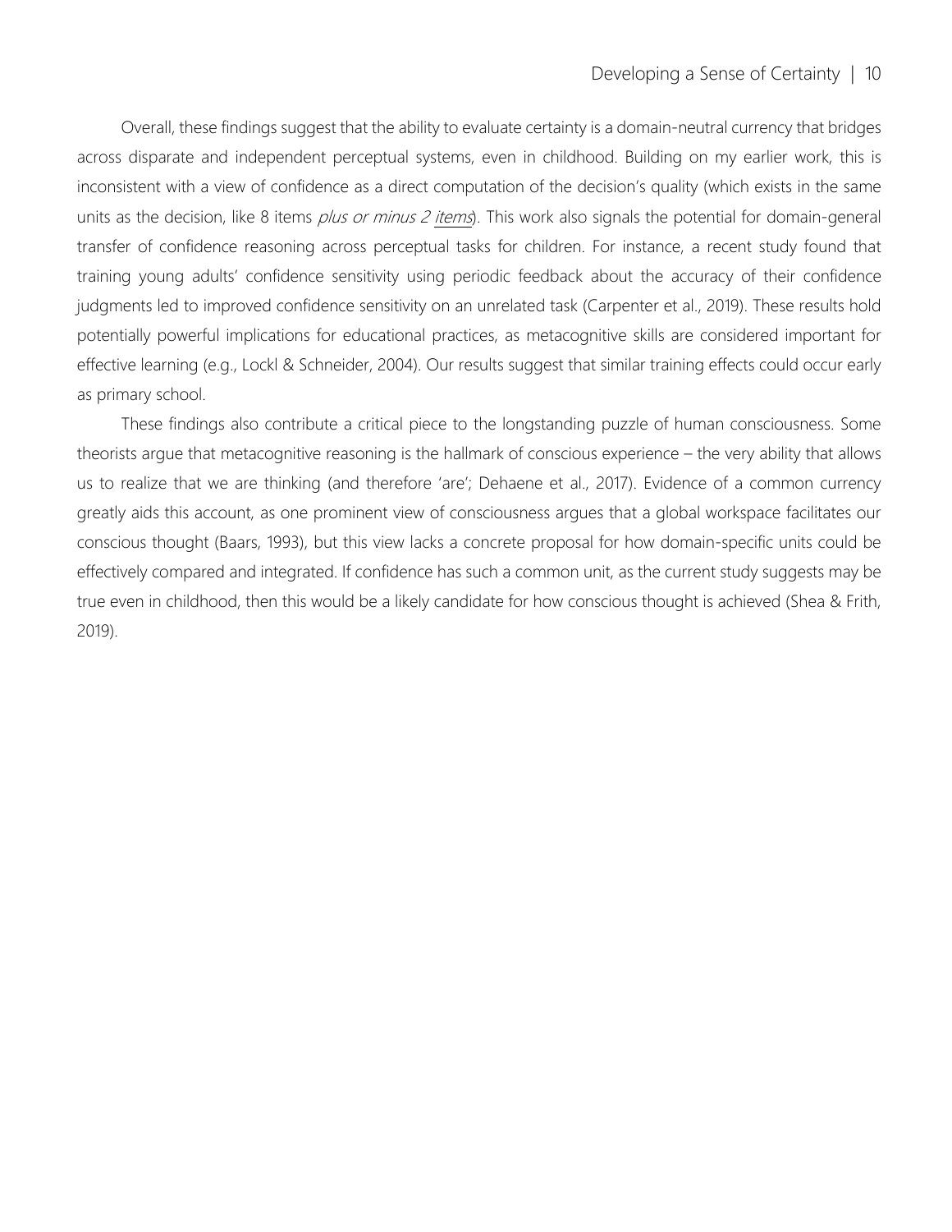Overall, these findings suggest that the ability to evaluate certainty is a domain-neutral currency that bridges across disparate and independent perceptual systems, even in childhood. Building on my earlier work, this is inconsistent with a view of confidence as a direct computation of the decision's quality (which exists in the same units as the decision, like 8 items *plus or minus 2 items*). This work also signals the potential for domain-general transfer of confidence reasoning across perceptual tasks for children. For instance, a recent study found that training young adults' confidence sensitivity using periodic feedback about the accuracy of their confidence judgments led to improved confidence sensitivity on an unrelated task (Carpenter et al., 2019). These results hold potentially powerful implications for educational practices, as metacognitive skills are considered important for effective learning (e.g., Lockl & Schneider, 2004). Our results suggest that similar training effects could occur early as primary school.

These findings also contribute a critical piece to the longstanding puzzle of human consciousness. Some theorists argue that metacognitive reasoning is the hallmark of conscious experience – the very ability that allows us to realize that we are thinking (and therefore 'are'; Dehaene et al., 2017). Evidence of a common currency greatly aids this account, as one prominent view of consciousness argues that a global workspace facilitates our conscious thought (Baars, 1993), but this view lacks a concrete proposal for how domain-specific units could be effectively compared and integrated. If confidence has such a common unit, as the current study suggests may be true even in childhood, then this would be a likely candidate for how conscious thought is achieved (Shea & Frith, 2019).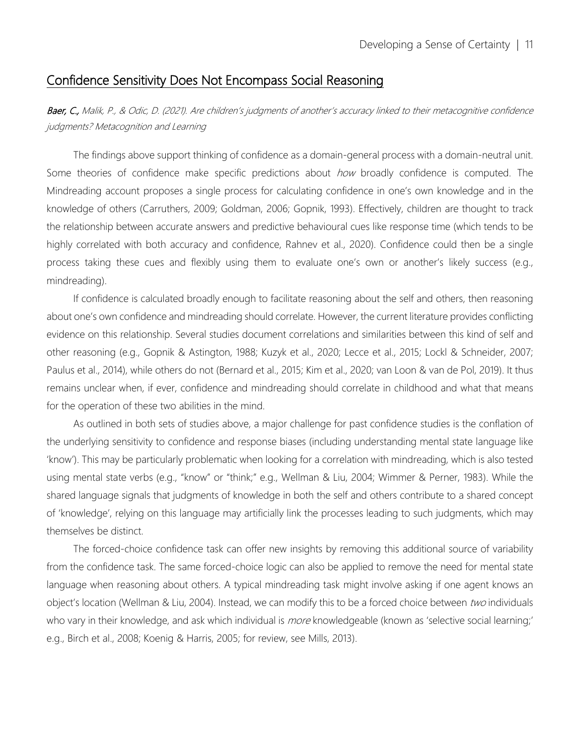## Confidence Sensitivity Does Not Encompass Social Reasoning

***Baer, C.,*** *Malik, P., & Odic, D. (2021). Are children's judgments of another's accuracy linked to their metacognitive confidence judgments? Metacognition and Learning*

The findings above support thinking of confidence as a domain-general process with a domain-neutral unit. Some theories of confidence make specific predictions about *how* broadly confidence is computed. The Mindreading account proposes a single process for calculating confidence in one's own knowledge and in the knowledge of others (Carruthers, 2009; Goldman, 2006; Gopnik, 1993). Effectively, children are thought to track the relationship between accurate answers and predictive behavioural cues like response time (which tends to be highly correlated with both accuracy and confidence, Rahnev et al., 2020). Confidence could then be a single process taking these cues and flexibly using them to evaluate one's own or another's likely success (e.g., mindreading).

If confidence is calculated broadly enough to facilitate reasoning about the self and others, then reasoning about one's own confidence and mindreading should correlate. However, the current literature provides conflicting evidence on this relationship. Several studies document correlations and similarities between this kind of self and other reasoning (e.g., Gopnik & Astington, 1988; Kuzyk et al., 2020; Lecce et al., 2015; Lockl & Schneider, 2007; Paulus et al., 2014), while others do not (Bernard et al., 2015; Kim et al., 2020; van Loon & van de Pol, 2019). It thus remains unclear when, if ever, confidence and mindreading should correlate in childhood and what that means for the operation of these two abilities in the mind.

As outlined in both sets of studies above, a major challenge for past confidence studies is the conflation of the underlying sensitivity to confidence and response biases (including understanding mental state language like 'know'). This may be particularly problematic when looking for a correlation with mindreading, which is also tested using mental state verbs (e.g., "know" or "think;" e.g., Wellman & Liu, 2004; Wimmer & Perner, 1983). While the shared language signals that judgments of knowledge in both the self and others contribute to a shared concept of 'knowledge', relying on this language may artificially link the processes leading to such judgments, which may themselves be distinct.

The forced-choice confidence task can offer new insights by removing this additional source of variability from the confidence task. The same forced-choice logic can also be applied to remove the need for mental state language when reasoning about others. A typical mindreading task might involve asking if one agent knows an object's location (Wellman & Liu, 2004). Instead, we can modify this to be a forced choice between *two* individuals who vary in their knowledge, and ask which individual is *more* knowledgeable (known as 'selective social learning;' e.g., Birch et al., 2008; Koenig & Harris, 2005; for review, see Mills, 2013).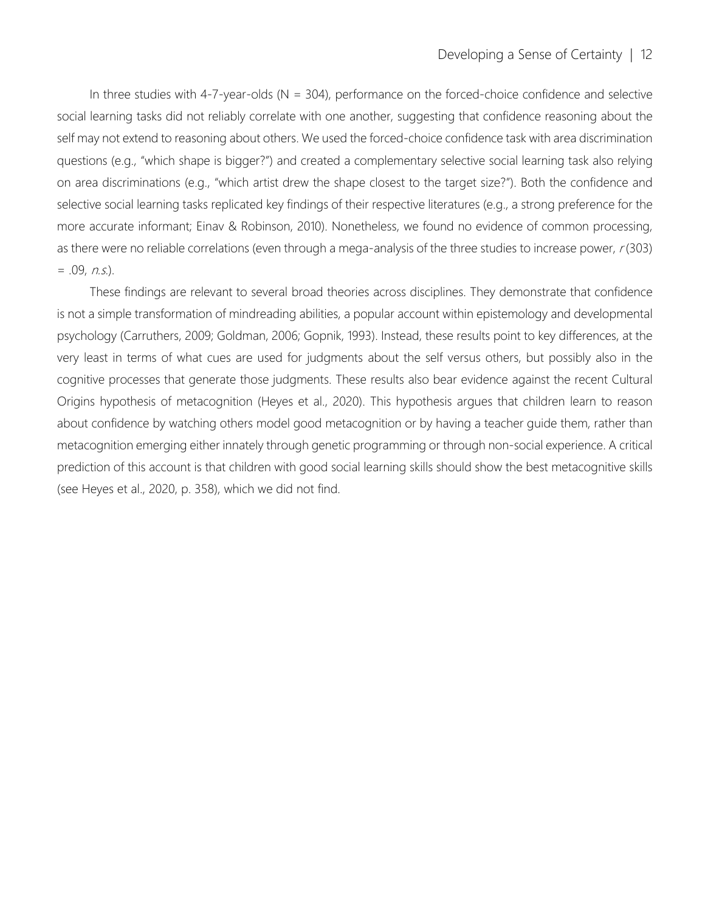In three studies with 4-7-year-olds (N = 304), performance on the forced-choice confidence and selective social learning tasks did not reliably correlate with one another, suggesting that confidence reasoning about the self may not extend to reasoning about others. We used the forced-choice confidence task with area discrimination questions (e.g., "which shape is bigger?") and created a complementary selective social learning task also relying on area discriminations (e.g., "which artist drew the shape closest to the target size?"). Both the confidence and selective social learning tasks replicated key findings of their respective literatures (e.g., a strong preference for the more accurate informant; Einav & Robinson, 2010). Nonetheless, we found no evidence of common processing, as there were no reliable correlations (even through a mega-analysis of the three studies to increase power, $r(303) = .09$, *n.s.*).

These findings are relevant to several broad theories across disciplines. They demonstrate that confidence is not a simple transformation of mindreading abilities, a popular account within epistemology and developmental psychology (Carruthers, 2009; Goldman, 2006; Gopnik, 1993). Instead, these results point to key differences, at the very least in terms of what cues are used for judgments about the self versus others, but possibly also in the cognitive processes that generate those judgments. These results also bear evidence against the recent Cultural Origins hypothesis of metacognition (Heyes et al., 2020). This hypothesis argues that children learn to reason about confidence by watching others model good metacognition or by having a teacher guide them, rather than metacognition emerging either innately through genetic programming or through non-social experience. A critical prediction of this account is that children with good social learning skills should show the best metacognitive skills (see Heyes et al., 2020, p. 358), which we did not find.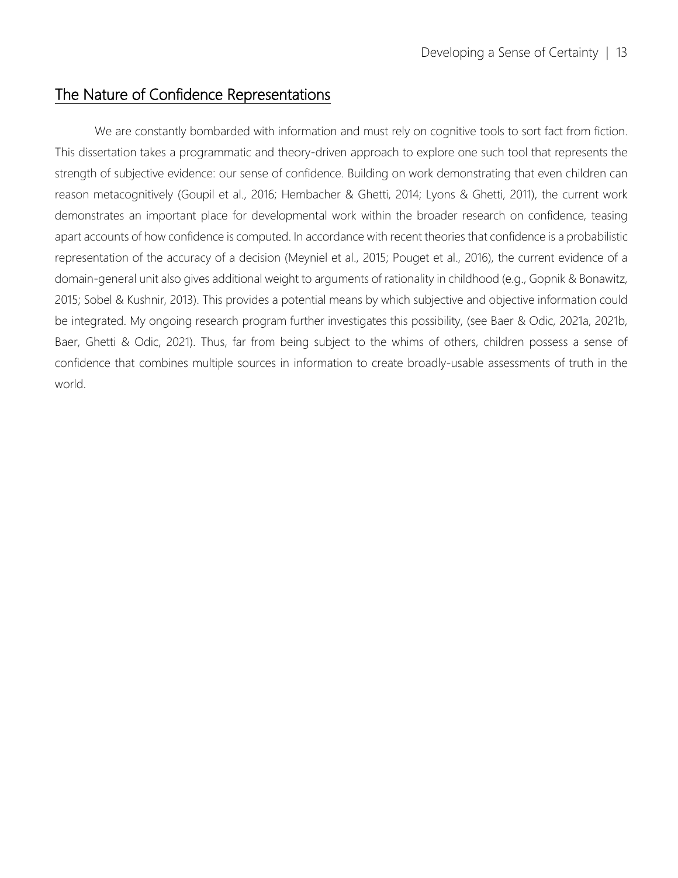## The Nature of Confidence Representations

We are constantly bombarded with information and must rely on cognitive tools to sort fact from fiction. This dissertation takes a programmatic and theory-driven approach to explore one such tool that represents the strength of subjective evidence: our sense of confidence. Building on work demonstrating that even children can reason metacognitively (Goupil et al., 2016; Hembacher & Ghetti, 2014; Lyons & Ghetti, 2011), the current work demonstrates an important place for developmental work within the broader research on confidence, teasing apart accounts of how confidence is computed. In accordance with recent theories that confidence is a probabilistic representation of the accuracy of a decision (Meyniel et al., 2015; Pouget et al., 2016), the current evidence of a domain-general unit also gives additional weight to arguments of rationality in childhood (e.g., Gopnik & Bonawitz, 2015; Sobel & Kushnir, 2013). This provides a potential means by which subjective and objective information could be integrated. My ongoing research program further investigates this possibility, (see Baer & Odic, 2021a, 2021b, Baer, Ghetti & Odic, 2021). Thus, far from being subject to the whims of others, children possess a sense of confidence that combines multiple sources in information to create broadly-usable assessments of truth in the world.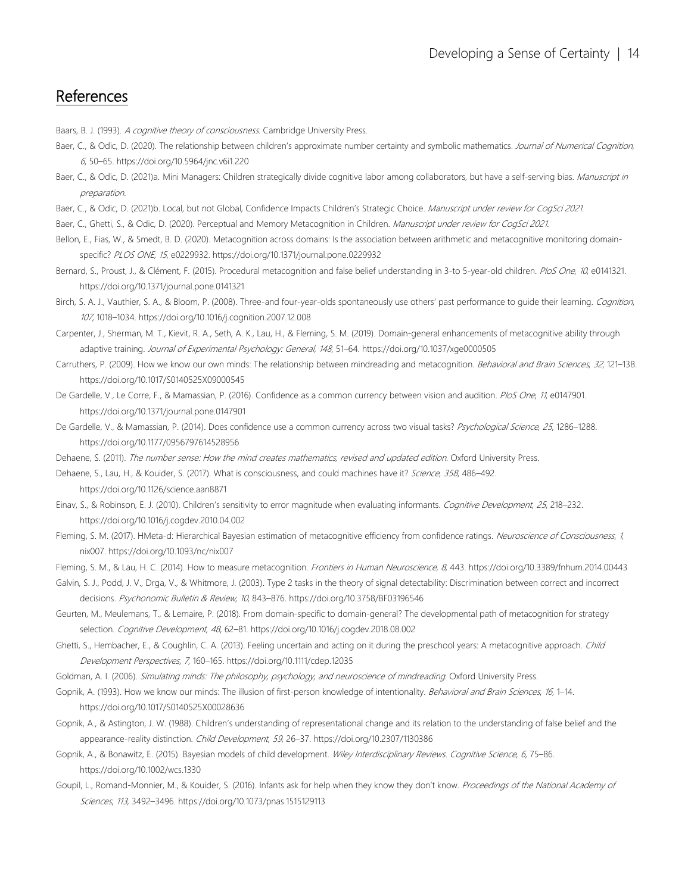## References

Baars, B. J. (1993). *A cognitive theory of consciousness*. Cambridge University Press.

Baer, C., & Odic, D. (2020). The relationship between children's approximate number certainty and symbolic mathematics. *Journal of Numerical Cognition*, *6*, 50–65. https://doi.org/10.5964/jnc.v6i1.220

Baer, C., & Odic, D. (2021)a. Mini Managers: Children strategically divide cognitive labor among collaborators, but have a self-serving bias. *Manuscript in preparation*.

Baer, C., & Odic, D. (2021)b. Local, but not Global, Confidence Impacts Children's Strategic Choice. *Manuscript under review for CogSci 2021*.

Baer, C., Ghetti, S., & Odic, D. (2020). Perceptual and Memory Metacognition in Children. *Manuscript under review for CogSci 2021*.

Bellon, E., Fias, W., & Smedt, B. D. (2020). Metacognition across domains: Is the association between arithmetic and metacognitive monitoring domain-specific? *PLOS ONE*, *15*, e0229932. https://doi.org/10.1371/journal.pone.0229932

Bernard, S., Proust, J., & Clément, F. (2015). Procedural metacognition and false belief understanding in 3-to 5-year-old children. *PloS One*, *10*, e0141321. https://doi.org/10.1371/journal.pone.0141321

Birch, S. A. J., Vauthier, S. A., & Bloom, P. (2008). Three-and four-year-olds spontaneously use others' past performance to guide their learning. *Cognition*, *107*, 1018–1034. https://doi.org/10.1016/j.cognition.2007.12.008

Carpenter, J., Sherman, M. T., Kievit, R. A., Seth, A. K., Lau, H., & Fleming, S. M. (2019). Domain-general enhancements of metacognitive ability through adaptive training. *Journal of Experimental Psychology: General*, *148*, 51–64. https://doi.org/10.1037/xge0000505

Carruthers, P. (2009). How we know our own minds: The relationship between mindreading and metacognition. *Behavioral and Brain Sciences*, *32*, 121–138. https://doi.org/10.1017/S0140525X09000545

De Gardelle, V., Le Corre, F., & Mamassian, P. (2016). Confidence as a common currency between vision and audition. *PloS One*, *11*, e0147901. https://doi.org/10.1371/journal.pone.0147901

De Gardelle, V., & Mamassian, P. (2014). Does confidence use a common currency across two visual tasks? *Psychological Science*, *25*, 1286–1288. https://doi.org/10.1177/0956797614528956

Dehaene, S. (2011). *The number sense: How the mind creates mathematics, revised and updated edition*. Oxford University Press.

Dehaene, S., Lau, H., & Kouider, S. (2017). What is consciousness, and could machines have it? *Science*, *358*, 486–492. https://doi.org/10.1126/science.aan8871

Einav, S., & Robinson, E. J. (2010). Children's sensitivity to error magnitude when evaluating informants. *Cognitive Development*, *25*, 218–232. https://doi.org/10.1016/j.cogdev.2010.04.002

Fleming, S. M. (2017). HMeta-d: Hierarchical Bayesian estimation of metacognitive efficiency from confidence ratings. *Neuroscience of Consciousness*, *1*, nix007. https://doi.org/10.1093/nc/nix007

Fleming, S. M., & Lau, H. C. (2014). How to measure metacognition. *Frontiers in Human Neuroscience*, *8*, 443. https://doi.org/10.3389/fnhum.2014.00443

Galvin, S. J., Podd, J. V., Drga, V., & Whitmore, J. (2003). Type 2 tasks in the theory of signal detectability: Discrimination between correct and incorrect decisions. *Psychonomic Bulletin & Review*, *10*, 843–876. https://doi.org/10.3758/BF03196546

Geurten, M., Meulemans, T., & Lemaire, P. (2018). From domain-specific to domain-general? The developmental path of metacognition for strategy selection. *Cognitive Development*, *48*, 62–81. https://doi.org/10.1016/j.cogdev.2018.08.002

Ghetti, S., Hembacher, E., & Coughlin, C. A. (2013). Feeling uncertain and acting on it during the preschool years: A metacognitive approach. *Child Development Perspectives*, *7*, 160–165. https://doi.org/10.1111/cdep.12035

Goldman, A. I. (2006). *Simulating minds: The philosophy, psychology, and neuroscience of mindreading*. Oxford University Press.

Gopnik, A. (1993). How we know our minds: The illusion of first-person knowledge of intentionality. *Behavioral and Brain Sciences*, *16*, 1–14. https://doi.org/10.1017/S0140525X00028636

Gopnik, A., & Astington, J. W. (1988). Children's understanding of representational change and its relation to the understanding of false belief and the appearance-reality distinction. *Child Development*, *59*, 26–37. https://doi.org/10.2307/1130386

Gopnik, A., & Bonawitz, E. (2015). Bayesian models of child development. *Wiley Interdisciplinary Reviews. Cognitive Science*, *6*, 75–86. https://doi.org/10.1002/wcs.1330

Goupil, L., Romand-Monnier, M., & Kouider, S. (2016). Infants ask for help when they know they don't know. *Proceedings of the National Academy of Sciences*, *113*, 3492–3496. https://doi.org/10.1073/pnas.1515129113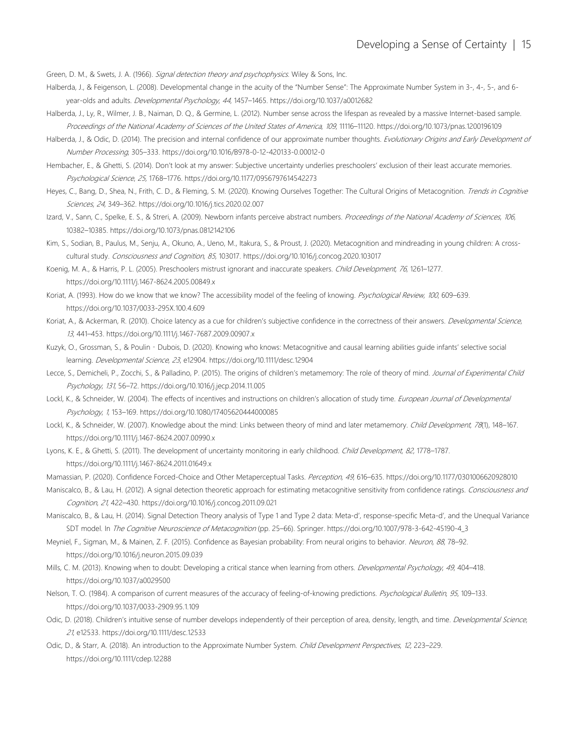Green, D. M., & Swets, J. A. (1966). *Signal detection theory and psychophysics*. Wiley & Sons, Inc.

Halberda, J., & Feigenson, L. (2008). Developmental change in the acuity of the "Number Sense": The Approximate Number System in 3-, 4-, 5-, and 6-year-olds and adults. *Developmental Psychology*, *44*, 1457–1465. https://doi.org/10.1037/a0012682

Halberda, J., Ly, R., Wilmer, J. B., Naiman, D. Q., & Germine, L. (2012). Number sense across the lifespan as revealed by a massive Internet-based sample. *Proceedings of the National Academy of Sciences of the United States of America*, *109*, 11116–11120. https://doi.org/10.1073/pnas.1200196109

Halberda, J., & Odic, D. (2014). The precision and internal confidence of our approximate number thoughts. *Evolutionary Origins and Early Development of Number Processing*, 305–333. https://doi.org/10.1016/B978-0-12-420133-0.00012-0

Hembacher, E., & Ghetti, S. (2014). Don't look at my answer: Subjective uncertainty underlies preschoolers' exclusion of their least accurate memories. *Psychological Science*, *25*, 1768–1776. https://doi.org/10.1177/0956797614542273

Heyes, C., Bang, D., Shea, N., Frith, C. D., & Fleming, S. M. (2020). Knowing Ourselves Together: The Cultural Origins of Metacognition. *Trends in Cognitive Sciences*, *24*, 349–362. https://doi.org/10.1016/j.tics.2020.02.007

Izard, V., Sann, C., Spelke, E. S., & Streri, A. (2009). Newborn infants perceive abstract numbers. *Proceedings of the National Academy of Sciences*, *106*, 10382–10385. https://doi.org/10.1073/pnas.0812142106

Kim, S., Sodian, B., Paulus, M., Senju, A., Okuno, A., Ueno, M., Itakura, S., & Proust, J. (2020). Metacognition and mindreading in young children: A cross-cultural study. *Consciousness and Cognition*, *85*, 103017. https://doi.org/10.1016/j.concog.2020.103017

Koenig, M. A., & Harris, P. L. (2005). Preschoolers mistrust ignorant and inaccurate speakers. *Child Development*, *76*, 1261–1277. https://doi.org/10.1111/j.1467-8624.2005.00849.x

Koriat, A. (1993). How do we know that we know? The accessibility model of the feeling of knowing. *Psychological Review*, *100*, 609–639. https://doi.org/10.1037/0033-295X.100.4.609

Koriat, A., & Ackerman, R. (2010). Choice latency as a cue for children's subjective confidence in the correctness of their answers. *Developmental Science*, *13*, 441–453. https://doi.org/10.1111/j.1467-7687.2009.00907.x

Kuzyk, O., Grossman, S., & Poulin - Dubois, D. (2020). Knowing who knows: Metacognitive and causal learning abilities guide infants' selective social learning. *Developmental Science*, *23*, e12904. https://doi.org/10.1111/desc.12904

Lecce, S., Demicheli, P., Zocchi, S., & Palladino, P. (2015). The origins of children's metamemory: The role of theory of mind. *Journal of Experimental Child Psychology*, *131*, 56–72. https://doi.org/10.1016/j.jecp.2014.11.005

Lockl, K., & Schneider, W. (2004). The effects of incentives and instructions on children's allocation of study time. *European Journal of Developmental Psychology*, *1*, 153–169. https://doi.org/10.1080/17405620444000085

Lockl, K., & Schneider, W. (2007). Knowledge about the mind: Links between theory of mind and later metamemory. *Child Development*, *78*(1), 148–167. https://doi.org/10.1111/j.1467-8624.2007.00990.x

Lyons, K. E., & Ghetti, S. (2011). The development of uncertainty monitoring in early childhood. *Child Development*, *82*, 1778–1787. https://doi.org/10.1111/j.1467-8624.2011.01649.x

Mamassian, P. (2020). Confidence Forced-Choice and Other Metaperceptual Tasks. *Perception*, *49*, 616–635. https://doi.org/10.1177/0301006620928010

Maniscalco, B., & Lau, H. (2012). A signal detection theoretic approach for estimating metacognitive sensitivity from confidence ratings. *Consciousness and Cognition*, *21*, 422–430. https://doi.org/10.1016/j.concog.2011.09.021

Maniscalco, B., & Lau, H. (2014). Signal Detection Theory analysis of Type 1 and Type 2 data: Meta-d', response-specific Meta-d', and the Unequal Variance SDT model. In *The Cognitive Neuroscience of Metacognition* (pp. 25–66). Springer. https://doi.org/10.1007/978-3-642-45190-4_3

Meyniel, F., Sigman, M., & Mainen, Z. F. (2015). Confidence as Bayesian probability: From neural origins to behavior. *Neuron*, *88*, 78–92. https://doi.org/10.1016/j.neuron.2015.09.039

Mills, C. M. (2013). Knowing when to doubt: Developing a critical stance when learning from others. *Developmental Psychology*, *49*, 404–418. https://doi.org/10.1037/a0029500

Nelson, T. O. (1984). A comparison of current measures of the accuracy of feeling-of-knowing predictions. *Psychological Bulletin*, *95*, 109–133. https://doi.org/10.1037/0033-2909.95.1.109

Odic, D. (2018). Children's intuitive sense of number develops independently of their perception of area, density, length, and time. *Developmental Science*, *21*, e12533. https://doi.org/10.1111/desc.12533

Odic, D., & Starr, A. (2018). An introduction to the Approximate Number System. *Child Development Perspectives*, *12*, 223–229. https://doi.org/10.1111/cdep.12288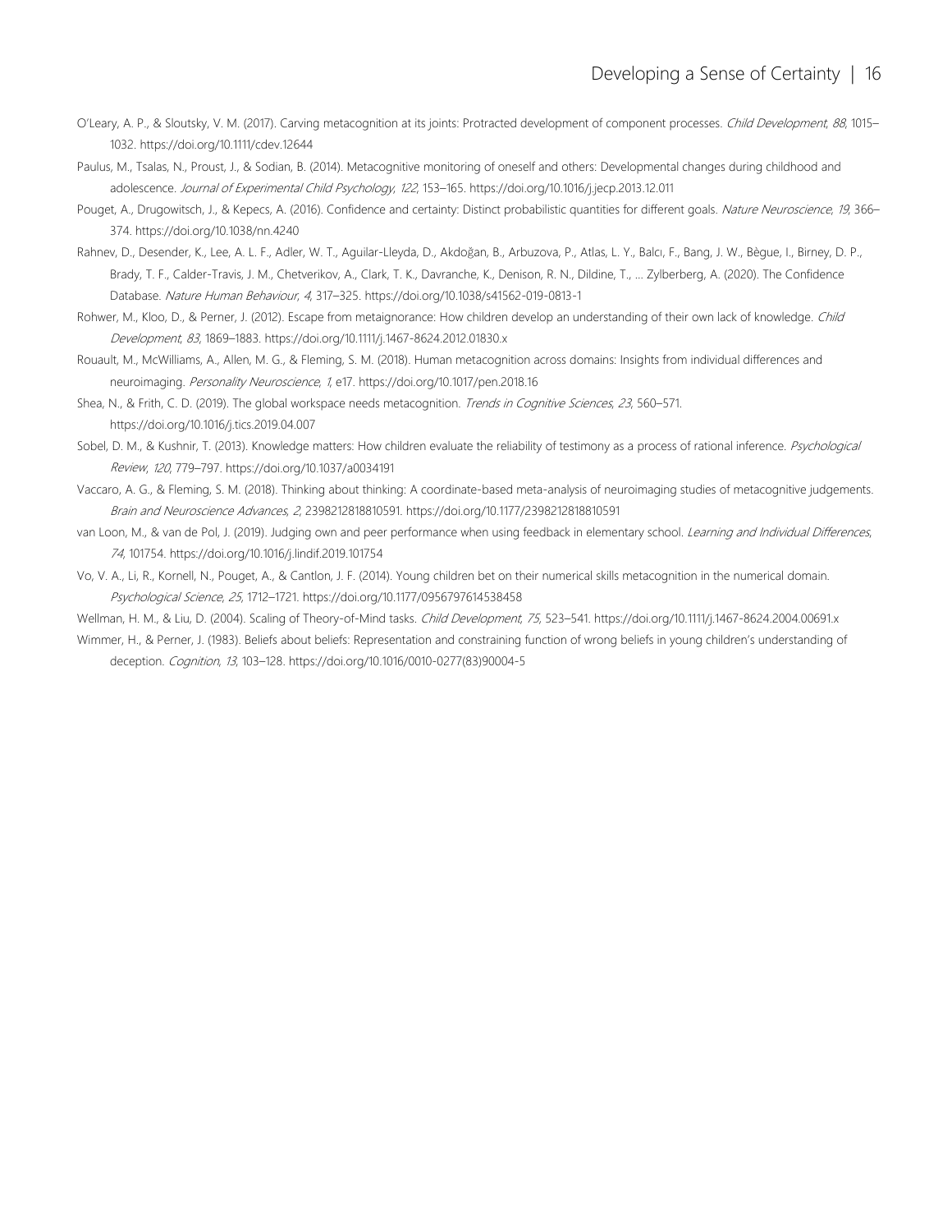O'Leary, A. P., & Sloutsky, V. M. (2017). Carving metacognition at its joints: Protracted development of component processes. *Child Development*, *88*, 1015–1032. https://doi.org/10.1111/cdev.12644

Paulus, M., Tsalas, N., Proust, J., & Sodian, B. (2014). Metacognitive monitoring of oneself and others: Developmental changes during childhood and adolescence. *Journal of Experimental Child Psychology*, *122*, 153–165. https://doi.org/10.1016/j.jecp.2013.12.011

Pouget, A., Drugowitsch, J., & Kepecs, A. (2016). Confidence and certainty: Distinct probabilistic quantities for different goals. *Nature Neuroscience*, *19*, 366–374. https://doi.org/10.1038/nn.4240

Rahnev, D., Desender, K., Lee, A. L. F., Adler, W. T., Aguilar-Lleyda, D., Akdoğan, B., Arbuzova, P., Atlas, L. Y., Balcı, F., Bang, J. W., Bègue, I., Birney, D. P., Brady, T. F., Calder-Travis, J. M., Chetverikov, A., Clark, T. K., Davranche, K., Denison, R. N., Dildine, T., … Zylberberg, A. (2020). The Confidence Database. *Nature Human Behaviour*, *4*, 317–325. https://doi.org/10.1038/s41562-019-0813-1

Rohwer, M., Kloo, D., & Perner, J. (2012). Escape from metaignorance: How children develop an understanding of their own lack of knowledge. *Child Development*, *83*, 1869–1883. https://doi.org/10.1111/j.1467-8624.2012.01830.x

Rouault, M., McWilliams, A., Allen, M. G., & Fleming, S. M. (2018). Human metacognition across domains: Insights from individual differences and neuroimaging. *Personality Neuroscience*, *1*, e17. https://doi.org/10.1017/pen.2018.16

Shea, N., & Frith, C. D. (2019). The global workspace needs metacognition. *Trends in Cognitive Sciences*, *23*, 560–571. https://doi.org/10.1016/j.tics.2019.04.007

Sobel, D. M., & Kushnir, T. (2013). Knowledge matters: How children evaluate the reliability of testimony as a process of rational inference. *Psychological Review*, *120*, 779–797. https://doi.org/10.1037/a0034191

Vaccaro, A. G., & Fleming, S. M. (2018). Thinking about thinking: A coordinate-based meta-analysis of neuroimaging studies of metacognitive judgements. *Brain and Neuroscience Advances*, *2*, 2398212818810591. https://doi.org/10.1177/2398212818810591

van Loon, M., & van de Pol, J. (2019). Judging own and peer performance when using feedback in elementary school. *Learning and Individual Differences*, *74*, 101754. https://doi.org/10.1016/j.lindif.2019.101754

Vo, V. A., Li, R., Kornell, N., Pouget, A., & Cantlon, J. F. (2014). Young children bet on their numerical skills metacognition in the numerical domain. *Psychological Science*, *25*, 1712–1721. https://doi.org/10.1177/0956797614538458

Wellman, H. M., & Liu, D. (2004). Scaling of Theory-of-Mind tasks. *Child Development*, *75*, 523–541. https://doi.org/10.1111/j.1467-8624.2004.00691.x

Wimmer, H., & Perner, J. (1983). Beliefs about beliefs: Representation and constraining function of wrong beliefs in young children's understanding of deception. *Cognition*, *13*, 103–128. https://doi.org/10.1016/0010-0277(83)90004-5